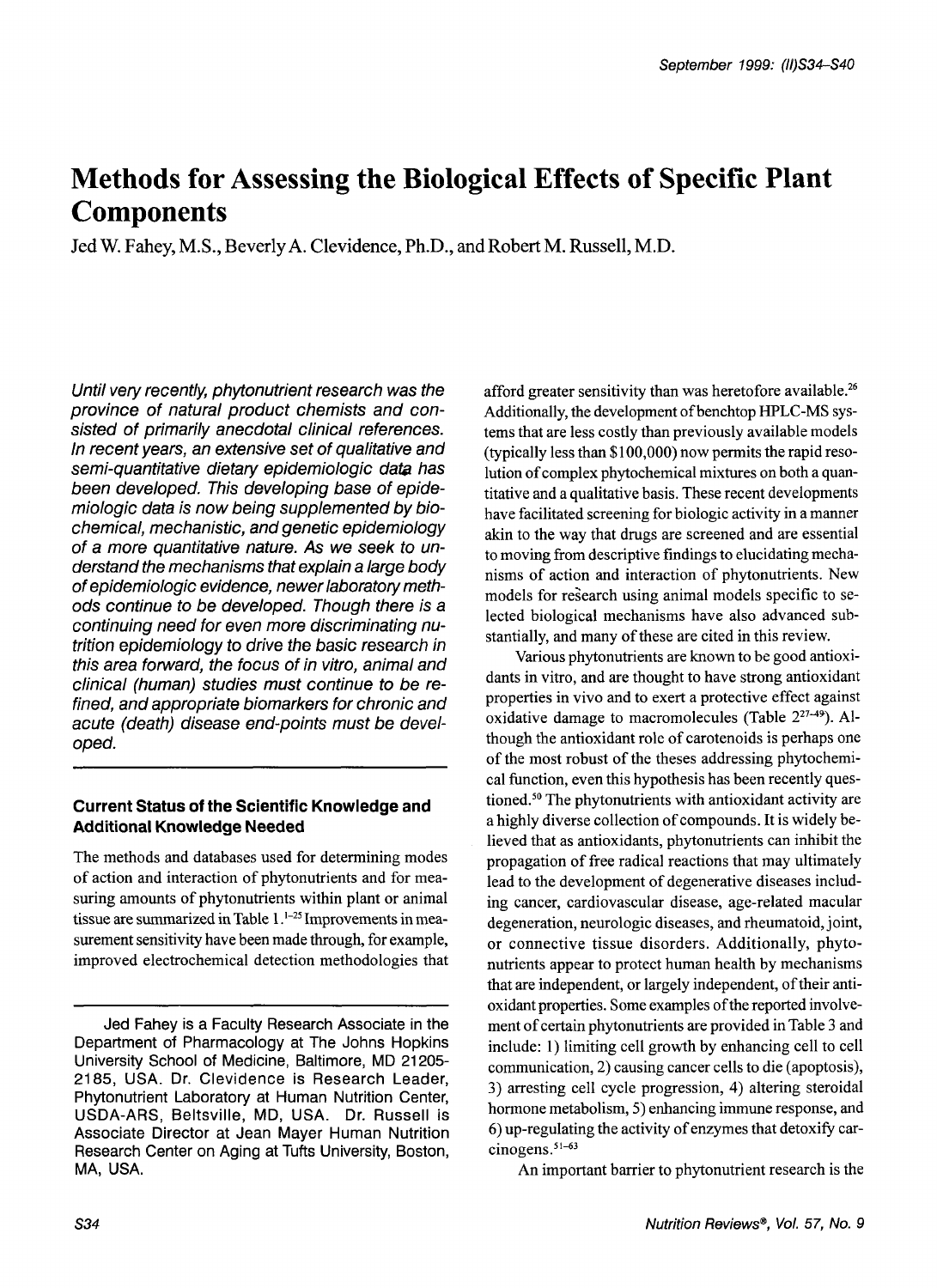# Methods for Assessing the Biological Effects of Specific Plant Components

Jed W. Fahey, M.S., Beverly A. Clevidence, Ph.D., and Robert M. Russell, M.D.

*Until very recently, phytonutrient research was the province of natural product chemists and consisted of primarily anecdotal clinical references. In recent years, an extensive set of qualitative and semi-quantitative dietary epidemiologic data has been developed. This developing base of epidemiologic data is now being supplemented by biochemical, mechanistic, and genetic epidemiology of a more quantitative nature. As we seek to understand the mechanisms that explain a large body of epidemiologic evidence, newer laboratory methods continue to be developed. Though there is a continuing need for even more discriminating nutrition epidemiology to drive the basic research in this area forward, the focus of in vitro, animal and clinical (human) studies must continue to be refined, and appropriate biomarkers for chronic and acute (death) disease end-points must be developed.*

## Current Status of the Scientific Knowledge and Additional Knowledge Needed

The methods and databases used for determining modes of action and interaction of phytonutrients and for measuring amounts of phytonutrients within plant or animal tissue are summarized in Table 1.[1–25] Improvements in measurement sensitivity have been made through, for example, improved electrochemical detection methodologies that afford greater sensitivity than was heretofore available.[26] Additionally, the development of benchtop HPLC-MS systems that are less costly than previously available models (typically less than $100,000) now permits the rapid resolution of complex phytochemical mixtures on both a quantitative and a qualitative basis. These recent developments have facilitated screening for biologic activity in a manner akin to the way that drugs are screened and are essential to moving from descriptive findings to elucidating mechanisms of action and interaction of phytonutrients. New models for research using animal models specific to selected biological mechanisms have also advanced substantially, and many of these are cited in this review.

Various phytonutrients are known to be good antioxidants in vitro, and are thought to have strong antioxidant properties in vivo and to exert a protective effect against oxidative damage to macromolecules (Table 2[27–49]). Although the antioxidant role of carotenoids is perhaps one of the most robust of the theses addressing phytochemical function, even this hypothesis has been recently questioned.[50] The phytonutrients with antioxidant activity are a highly diverse collection of compounds. It is widely believed that as antioxidants, phytonutrients can inhibit the propagation of free radical reactions that may ultimately lead to the development of degenerative diseases including cancer, cardiovascular disease, age-related macular degeneration, neurologic diseases, and rheumatoid, joint, or connective tissue disorders. Additionally, phytonutrients appear to protect human health by mechanisms that are independent, or largely independent, of their antioxidant properties. Some examples of the reported involvement of certain phytonutrients are provided in Table 3 and include: 1) limiting cell growth by enhancing cell to cell communication, 2) causing cancer cells to die (apoptosis), 3) arresting cell cycle progression, 4) altering steroidal hormone metabolism, 5) enhancing immune response, and 6) up-regulating the activity of enzymes that detoxify carcinogens.[51–63]

An important barrier to phytonutrient research is the

Jed Fahey is a Faculty Research Associate in the Department of Pharmacology at The Johns Hopkins University School of Medicine, Baltimore, MD 21205-2185, USA. Dr. Clevidence is Research Leader, Phytonutrient Laboratory at Human Nutrition Center, USDA-ARS, Beltsville, MD, USA. Dr. Russell is Associate Director at Jean Mayer Human Nutrition Research Center on Aging at Tufts University, Boston, MA, USA.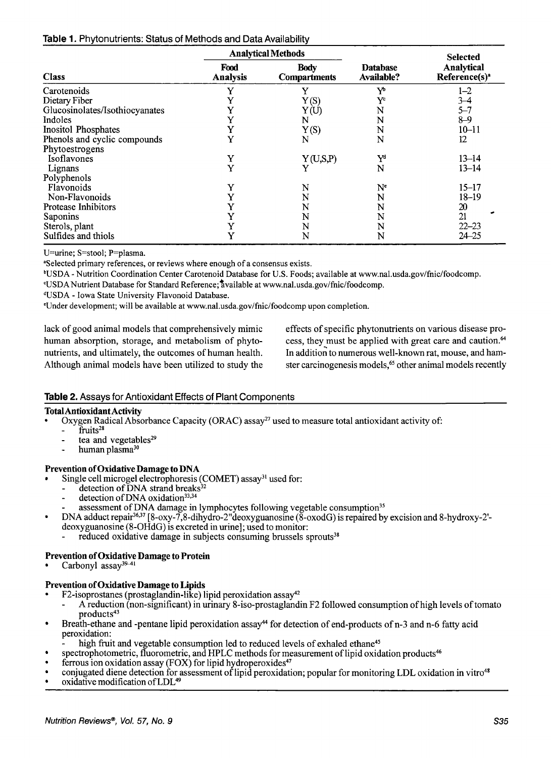**Table 1.** Phytonutrients: Status of Methods and Data Availability

| Class | Analytical Methods | | Database Available? | Selected Analytical Reference(s)[a] |
|---|---|---|---|---|
| | Food Analysis | Body Compartments | | |
| Carotenoids | Y | Y | Y[b] | 1–2 |
| Dietary Fiber | Y | Y (S) | Y[c] | 3–4 |
| Glucosinolates/Isothiocyanates | Y | Y (U) | N | 5–7 |
| Indoles | Y | N | N | 8–9 |
| Inositol Phosphates | Y | Y (S) | N | 10–11 |
| Phenols and cyclic compounds | Y | N | N | 12 |
| Phytoestrogens | | | | |
| Isoflavones | Y | Y (U,S,P) | Y[d] | 13–14 |
| Lignans | Y | Y | N | 13–14 |
| Polyphenols | | | | |
| Flavonoids | Y | N | N[e] | 15–17 |
| Non-Flavonoids | Y | N | N | 18–19 |
| Protease Inhibitors | Y | N | N | 20 |
| Saponins | Y | N | N | 21 |
| Sterols, plant | Y | N | N | 22–23 |
| Sulfides and thiols | Y | N | N | 24–25 |

U=urine; S=stool; P=plasma.

[a]Selected primary references, or reviews where enough of a consensus exists.

[b]USDA - Nutrition Coordination Center Carotenoid Database for U.S. Foods; available at www.nal.usda.gov/fnic/foodcomp.

[c]USDA Nutrient Database for Standard Reference; available at www.nal.usda.gov/fnic/foodcomp.

[d]USDA - Iowa State University Flavonoid Database.

[e]Under development; will be available at www.nal.usda.gov/fnic/foodcomp upon completion.

lack of good animal models that comprehensively mimic human absorption, storage, and metabolism of phytonutrients, and ultimately, the outcomes of human health. Although animal models have been utilized to study the effects of specific phytonutrients on various disease process, they must be applied with great care and caution.[64] In addition to numerous well-known rat, mouse, and hamster carcinogenesis models,[65] other animal models recently

**Table 2.** Assays for Antioxidant Effects of Plant Components

**Total Antioxidant Activity**

- Oxygen Radical Absorbance Capacity (ORAC) assay[27] used to measure total antioxidant activity of:
  - fruits[28]
  - tea and vegetables[29]
  - human plasma[30]

**Prevention of Oxidative Damage to DNA**

- Single cell microgel electrophoresis (COMET) assay[31] used for:
  - detection of DNA strand breaks[32]
  - detection of DNA oxidation[33,34]
  - assessment of DNA damage in lymphocytes following vegetable consumption[35]
- DNA adduct repair[36,37] [8-oxy-7,8-dihydro-2"deoxyguanosine (8-oxodG) is repaired by excision and 8-hydroxy-2'-deoxyguanosine (8-OHdG) is excreted in urine]; used to monitor:
  - reduced oxidative damage in subjects consuming brussels sprouts[38]

**Prevention of Oxidative Damage to Protein**

- Carbonyl assay[39–41]

**Prevention of Oxidative Damage to Lipids**

- F2-isoprostanes (prostaglandin-like) lipid peroxidation assay[42]
  - A reduction (non-significant) in urinary 8-iso-prostaglandin F2 followed consumption of high levels of tomato products[43]
- Breath-ethane and -pentane lipid peroxidation assay[44] for detection of end-products of n-3 and n-6 fatty acid peroxidation:
  - high fruit and vegetable consumption led to reduced levels of exhaled ethane[45]
- spectrophotometric, fluorometric, and HPLC methods for measurement of lipid oxidation products[46]
- ferrous ion oxidation assay (FOX) for lipid hydroperoxides[47]
- conjugated diene detection for assessment of lipid peroxidation; popular for monitoring LDL oxidation in vitro[48]
- oxidative modification of LDL[49]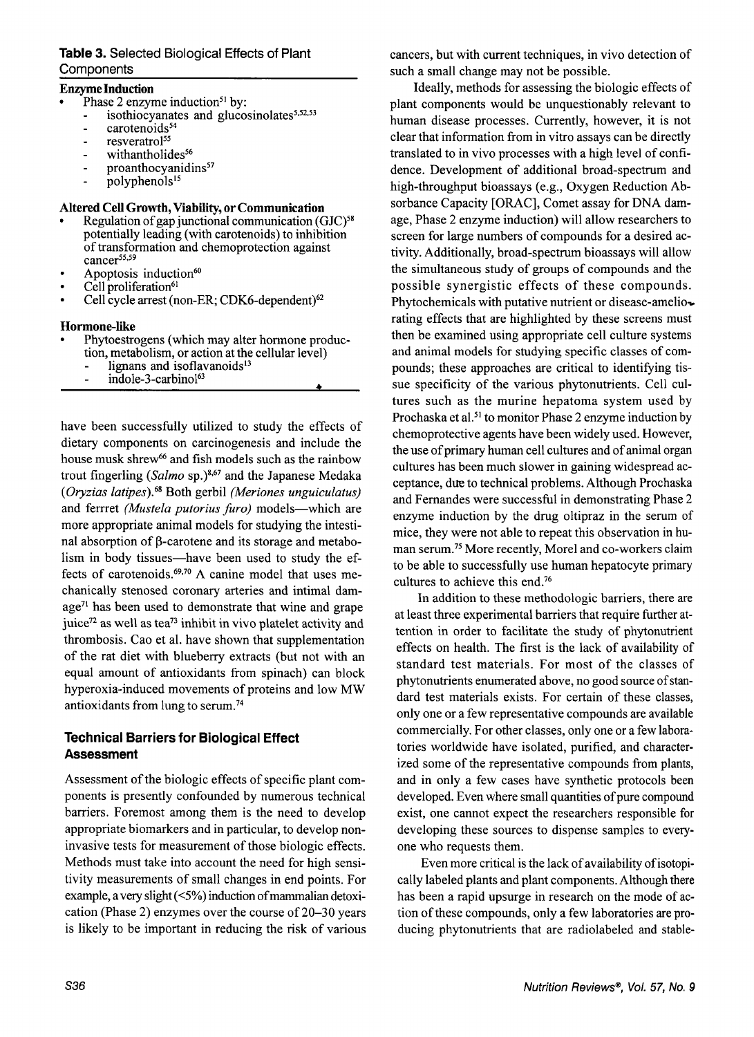**Table 3.** Selected Biological Effects of Plant Components

**Enzyme Induction**

- Phase 2 enzyme induction[51] by:
  - isothiocyanates and glucosinolates[5,52,53]
  - carotenoids[54]
  - resveratrol[55]
  - withantholides[56]
  - proanthocyanidins[57]
  - polyphenols[15]

**Altered Cell Growth, Viability, or Communication**

- Regulation of gap junctional communication (GJC)[58] potentially leading (with carotenoids) to inhibition of transformation and chemoprotection against cancer[55,59]
- Apoptosis induction[60]
- Cell proliferation[61]
- Cell cycle arrest (non-ER; CDK6-dependent)[62]

**Hormone-like**

- Phytoestrogens (which may alter hormone production, metabolism, or action at the cellular level)
  - lignans and isoflavanoids[13]
  - indole-3-carbinol[63]

have been successfully utilized to study the effects of dietary components on carcinogenesis and include the house musk shrew[66] and fish models such as the rainbow trout fingerling (*Salmo* sp.)[8,67] and the Japanese Medaka (*Oryzias latipes*).[68] Both gerbil *(Meriones unguiculatus)* and ferrret *(Mustela putorius furo)* models—which are more appropriate animal models for studying the intestinal absorption of β-carotene and its storage and metabolism in body tissues—have been used to study the effects of carotenoids.[69,70] A canine model that uses mechanically stenosed coronary arteries and intimal damage[71] has been used to demonstrate that wine and grape juice[72] as well as tea[73] inhibit in vivo platelet activity and thrombosis. Cao et al. have shown that supplementation of the rat diet with blueberry extracts (but not with an equal amount of antioxidants from spinach) can block hyperoxia-induced movements of proteins and low MW antioxidants from lung to serum.[74]

## Technical Barriers for Biological Effect Assessment

Assessment of the biologic effects of specific plant components is presently confounded by numerous technical barriers. Foremost among them is the need to develop appropriate biomarkers and in particular, to develop noninvasive tests for measurement of those biologic effects. Methods must take into account the need for high sensitivity measurements of small changes in end points. For example, a very slight (<5%) induction of mammalian detoxication (Phase 2) enzymes over the course of 20–30 years is likely to be important in reducing the risk of various cancers, but with current techniques, in vivo detection of such a small change may not be possible.

Ideally, methods for assessing the biologic effects of plant components would be unquestionably relevant to human disease processes. Currently, however, it is not clear that information from in vitro assays can be directly translated to in vivo processes with a high level of confidence. Development of additional broad-spectrum and high-throughput bioassays (e.g., Oxygen Reduction Absorbance Capacity [ORAC], Comet assay for DNA damage, Phase 2 enzyme induction) will allow researchers to screen for large numbers of compounds for a desired activity. Additionally, broad-spectrum bioassays will allow the simultaneous study of groups of compounds and the possible synergistic effects of these compounds. Phytochemicals with putative nutrient or disease-ameliorating effects that are highlighted by these screens must then be examined using appropriate cell culture systems and animal models for studying specific classes of compounds; these approaches are critical to identifying tissue specificity of the various phytonutrients. Cell cultures such as the murine hepatoma system used by Prochaska et al.[51] to monitor Phase 2 enzyme induction by chemoprotective agents have been widely used. However, the use of primary human cell cultures and of animal organ cultures has been much slower in gaining widespread acceptance, due to technical problems. Although Prochaska and Fernandes were successful in demonstrating Phase 2 enzyme induction by the drug oltipraz in the serum of mice, they were not able to repeat this observation in human serum.[75] More recently, Morel and co-workers claim to be able to successfully use human hepatocyte primary cultures to achieve this end.[76]

In addition to these methodologic barriers, there are at least three experimental barriers that require further attention in order to facilitate the study of phytonutrient effects on health. The first is the lack of availability of standard test materials. For most of the classes of phytonutrients enumerated above, no good source of standard test materials exists. For certain of these classes, only one or a few representative compounds are available commercially. For other classes, only one or a few laboratories worldwide have isolated, purified, and characterized some of the representative compounds from plants, and in only a few cases have synthetic protocols been developed. Even where small quantities of pure compound exist, one cannot expect the researchers responsible for developing these sources to dispense samples to everyone who requests them.

Even more critical is the lack of availability of isotopically labeled plants and plant components. Although there has been a rapid upsurge in research on the mode of action of these compounds, only a few laboratories are producing phytonutrients that are radiolabeled and stable-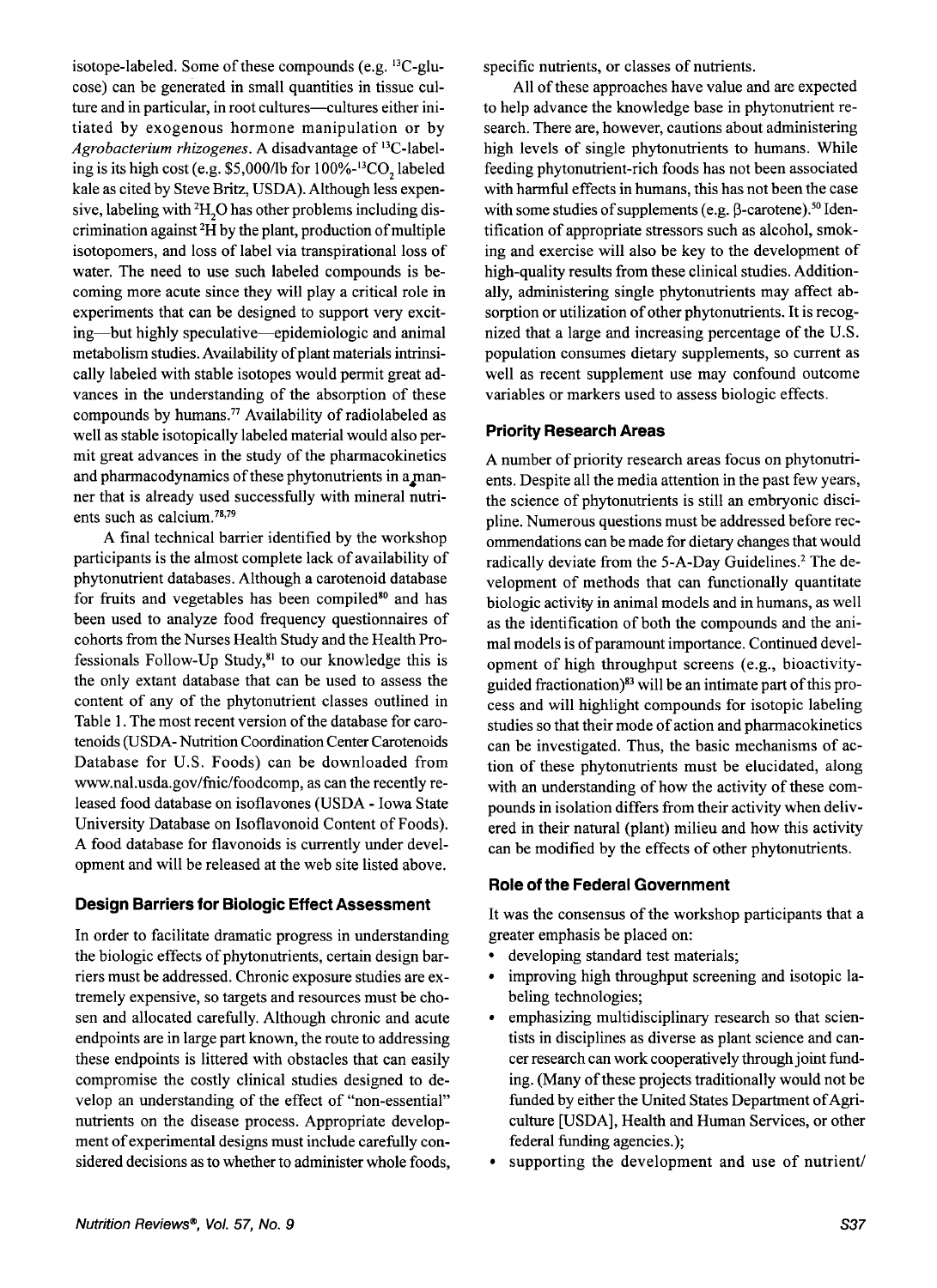isotope-labeled. Some of these compounds (e.g. $^{13}C$-glucose) can be generated in small quantities in tissue culture and in particular, in root cultures—cultures either initiated by exogenous hormone manipulation or by *Agrobacterium rhizogenes*. A disadvantage of $^{13}C$-labeling is its high cost (e.g. \$5,000/lb for 100%-$^{13}CO_2$ labeled kale as cited by Steve Britz, USDA). Although less expensive, labeling with $^2H_2O$ has other problems including discrimination against $^2H$ by the plant, production of multiple isotopomers, and loss of label via transpirational loss of water. The need to use such labeled compounds is becoming more acute since they will play a critical role in experiments that can be designed to support very exciting—but highly speculative—epidemiologic and animal metabolism studies. Availability of plant materials intrinsically labeled with stable isotopes would permit great advances in the understanding of the absorption of these compounds by humans.[77] Availability of radiolabeled as well as stable isotopically labeled material would also permit great advances in the study of the pharmacokinetics and pharmacodynamics of these phytonutrients in a manner that is already used successfully with mineral nutrients such as calcium.[78,79]

A final technical barrier identified by the workshop participants is the almost complete lack of availability of phytonutrient databases. Although a carotenoid database for fruits and vegetables has been compiled[80] and has been used to analyze food frequency questionnaires of cohorts from the Nurses Health Study and the Health Professionals Follow-Up Study,[81] to our knowledge this is the only extant database that can be used to assess the content of any of the phytonutrient classes outlined in Table 1. The most recent version of the database for carotenoids (USDA- Nutrition Coordination Center Carotenoids Database for U.S. Foods) can be downloaded from www.nal.usda.gov/fnic/foodcomp, as can the recently released food database on isoflavones (USDA - Iowa State University Database on Isoflavonoid Content of Foods). A food database for flavonoids is currently under development and will be released at the web site listed above.

### Design Barriers for Biologic Effect Assessment

In order to facilitate dramatic progress in understanding the biologic effects of phytonutrients, certain design barriers must be addressed. Chronic exposure studies are extremely expensive, so targets and resources must be chosen and allocated carefully. Although chronic and acute endpoints are in large part known, the route to addressing these endpoints is littered with obstacles that can easily compromise the costly clinical studies designed to develop an understanding of the effect of "non-essential" nutrients on the disease process. Appropriate development of experimental designs must include carefully considered decisions as to whether to administer whole foods, specific nutrients, or classes of nutrients.

All of these approaches have value and are expected to help advance the knowledge base in phytonutrient research. There are, however, cautions about administering high levels of single phytonutrients to humans. While feeding phytonutrient-rich foods has not been associated with harmful effects in humans, this has not been the case with some studies of supplements (e.g. β-carotene).[50] Identification of appropriate stressors such as alcohol, smoking and exercise will also be key to the development of high-quality results from these clinical studies. Additionally, administering single phytonutrients may affect absorption or utilization of other phytonutrients. It is recognized that a large and increasing percentage of the U.S. population consumes dietary supplements, so current as well as recent supplement use may confound outcome variables or markers used to assess biologic effects.

### Priority Research Areas

A number of priority research areas focus on phytonutrients. Despite all the media attention in the past few years, the science of phytonutrients is still an embryonic discipline. Numerous questions must be addressed before recommendations can be made for dietary changes that would radically deviate from the 5-A-Day Guidelines.[2] The development of methods that can functionally quantitate biologic activity in animal models and in humans, as well as the identification of both the compounds and the animal models is of paramount importance. Continued development of high throughput screens (e.g., bioactivity-guided fractionation)[83] will be an intimate part of this process and will highlight compounds for isotopic labeling studies so that their mode of action and pharmacokinetics can be investigated. Thus, the basic mechanisms of action of these phytonutrients must be elucidated, along with an understanding of how the activity of these compounds in isolation differs from their activity when delivered in their natural (plant) milieu and how this activity can be modified by the effects of other phytonutrients.

### Role of the Federal Government

It was the consensus of the workshop participants that a greater emphasis be placed on:

- developing standard test materials;
- improving high throughput screening and isotopic labeling technologies;
- emphasizing multidisciplinary research so that scientists in disciplines as diverse as plant science and cancer research can work cooperatively through joint funding. (Many of these projects traditionally would not be funded by either the United States Department of Agriculture [USDA], Health and Human Services, or other federal funding agencies.);
- supporting the development and use of nutrient/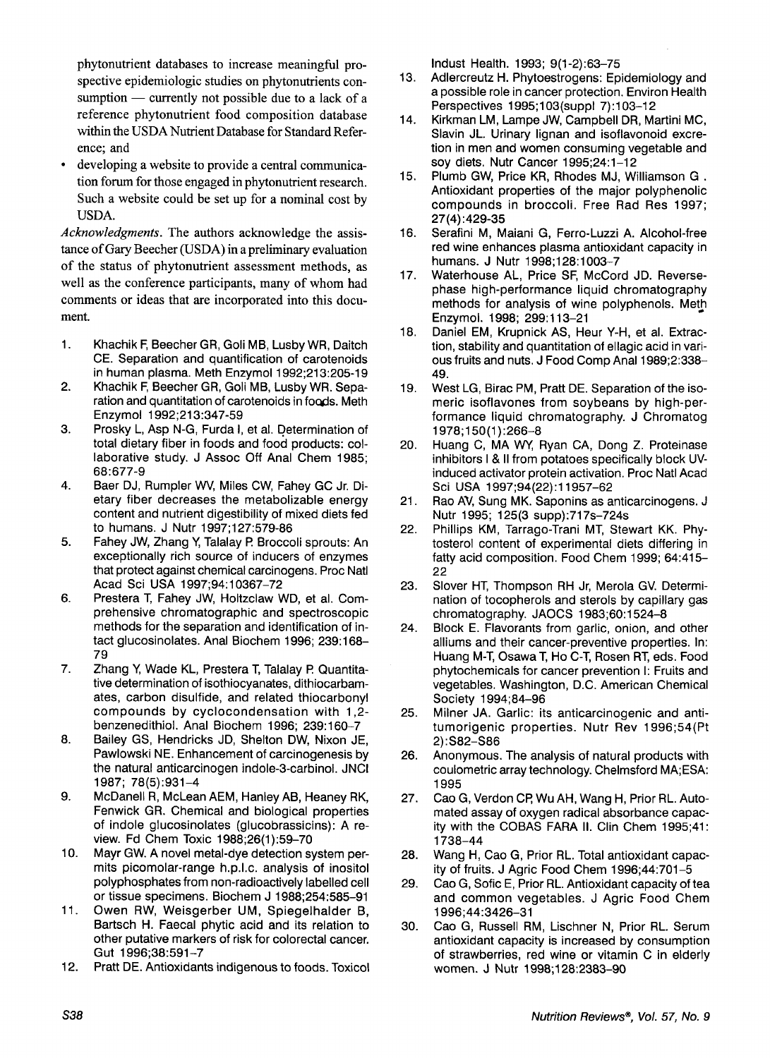phytonutrient databases to increase meaningful prospective epidemiologic studies on phytonutrients consumption — currently not possible due to a lack of a reference phytonutrient food composition database within the USDA Nutrient Database for Standard Reference; and

- developing a website to provide a central communication forum for those engaged in phytonutrient research. Such a website could be set up for a nominal cost by USDA.

*Acknowledgments.* The authors acknowledge the assistance of Gary Beecher (USDA) in a preliminary evaluation of the status of phytonutrient assessment methods, as well as the conference participants, many of whom had comments or ideas that are incorporated into this document.

1. Khachik F, Beecher GR, Goli MB, Lusby WR, Daitch CE. Separation and quantification of carotenoids in human plasma. Meth Enzymol 1992;213:205-19
2. Khachik F, Beecher GR, Goli MB, Lusby WR. Separation and quantitation of carotenoids in foods. Meth Enzymol 1992;213:347-59
3. Prosky L, Asp N-G, Furda I, et al. Determination of total dietary fiber in foods and food products: collaborative study. J Assoc Off Anal Chem 1985; 68:677-9
4. Baer DJ, Rumpler WV, Miles CW, Fahey GC Jr. Dietary fiber decreases the metabolizable energy content and nutrient digestibility of mixed diets fed to humans. J Nutr 1997;127:579-86
5. Fahey JW, Zhang Y, Talalay P. Broccoli sprouts: An exceptionally rich source of inducers of enzymes that protect against chemical carcinogens. Proc Natl Acad Sci USA 1997;94:10367-72
6. Prestera T, Fahey JW, Holtzclaw WD, et al. Comprehensive chromatographic and spectroscopic methods for the separation and identification of intact glucosinolates. Anal Biochem 1996; 239:168-79
7. Zhang Y, Wade KL, Prestera T, Talalay P. Quantitative determination of isothiocyanates, dithiocarbamates, carbon disulfide, and related thiocarbonyl compounds by cyclocondensation with 1,2-benzenedithiol. Anal Biochem 1996; 239:160-7
8. Bailey GS, Hendricks JD, Shelton DW, Nixon JE, Pawlowski NE. Enhancement of carcinogenesis by the natural anticarcinogen indole-3-carbinol. JNCI 1987; 78(5):931-4
9. McDanell R, McLean AEM, Hanley AB, Heaney RK, Fenwick GR. Chemical and biological properties of indole glucosinolates (glucobrassicins): A review. Fd Chem Toxic 1988;26(1):59-70
10. Mayr GW. A novel metal-dye detection system permits picomolar-range h.p.l.c. analysis of inositol polyphosphates from non-radioactively labelled cell or tissue specimens. Biochem J 1988;254:585-91
11. Owen RW, Weisgerber UM, Spiegelhalder B, Bartsch H. Faecal phytic acid and its relation to other putative markers of risk for colorectal cancer. Gut 1996;38:591-7
12. Pratt DE. Antioxidants indigenous to foods. Toxicol Indust Health. 1993; 9(1-2):63-75
13. Adlercreutz H. Phytoestrogens: Epidemiology and a possible role in cancer protection. Environ Health Perspectives 1995;103(suppl 7):103-12
14. Kirkman LM, Lampe JW, Campbell DR, Martini MC, Slavin JL. Urinary lignan and isoflavonoid excretion in men and women consuming vegetable and soy diets. Nutr Cancer 1995;24:1-12
15. Plumb GW, Price KR, Rhodes MJ, Williamson G . Antioxidant properties of the major polyphenolic compounds in broccoli. Free Rad Res 1997; 27(4):429-35
16. Serafini M, Maiani G, Ferro-Luzzi A. Alcohol-free red wine enhances plasma antioxidant capacity in humans. J Nutr 1998;128:1003-7
17. Waterhouse AL, Price SF, McCord JD. Reverse-phase high-performance liquid chromatography methods for analysis of wine polyphenols. Meth Enzymol. 1998; 299:113-21
18. Daniel EM, Krupnick AS, Heur Y-H, et al. Extraction, stability and quantitation of ellagic acid in various fruits and nuts. J Food Comp Anal 1989;2:338-49.
19. West LG, Birac PM, Pratt DE. Separation of the isomeric isoflavones from soybeans by high-performance liquid chromatography. J Chromatog 1978;150(1):266-8
20. Huang C, MA WY, Ryan CA, Dong Z. Proteinase inhibitors I & II from potatoes specifically block UV-induced activator protein activation. Proc Natl Acad Sci USA 1997;94(22):11957-62
21. Rao AV, Sung MK. Saponins as anticarcinogens. J Nutr 1995; 125(3 supp):717s-724s
22. Phillips KM, Tarrago-Trani MT, Stewart KK. Phytosterol content of experimental diets differing in fatty acid composition. Food Chem 1999; 64:415-22
23. Slover HT, Thompson RH Jr, Merola GV. Determination of tocopherols and sterols by capillary gas chromatography. JAOCS 1983;60:1524-8
24. Block E. Flavorants from garlic, onion, and other alliums and their cancer-preventive properties. In: Huang M-T, Osawa T, Ho C-T, Rosen RT, eds. Food phytochemicals for cancer prevention I: Fruits and vegetables. Washington, D.C. American Chemical Society 1994;84-96
25. Milner JA. Garlic: its anticarcinogenic and antitumorigenic properties. Nutr Rev 1996;54(Pt 2):S82-S86
26. Anonymous. The analysis of natural products with coulometric array technology. Chelmsford MA;ESA: 1995
27. Cao G, Verdon CP, Wu AH, Wang H, Prior RL. Automated assay of oxygen radical absorbance capacity with the COBAS FARA II. Clin Chem 1995;41: 1738-44
28. Wang H, Cao G, Prior RL. Total antioxidant capacity of fruits. J Agric Food Chem 1996;44:701-5
29. Cao G, Sofic E, Prior RL. Antioxidant capacity of tea and common vegetables. J Agric Food Chem 1996;44:3426-31
30. Cao G, Russell RM, Lischner N, Prior RL. Serum antioxidant capacity is increased by consumption of strawberries, red wine or vitamin C in elderly women. J Nutr 1998;128:2383-90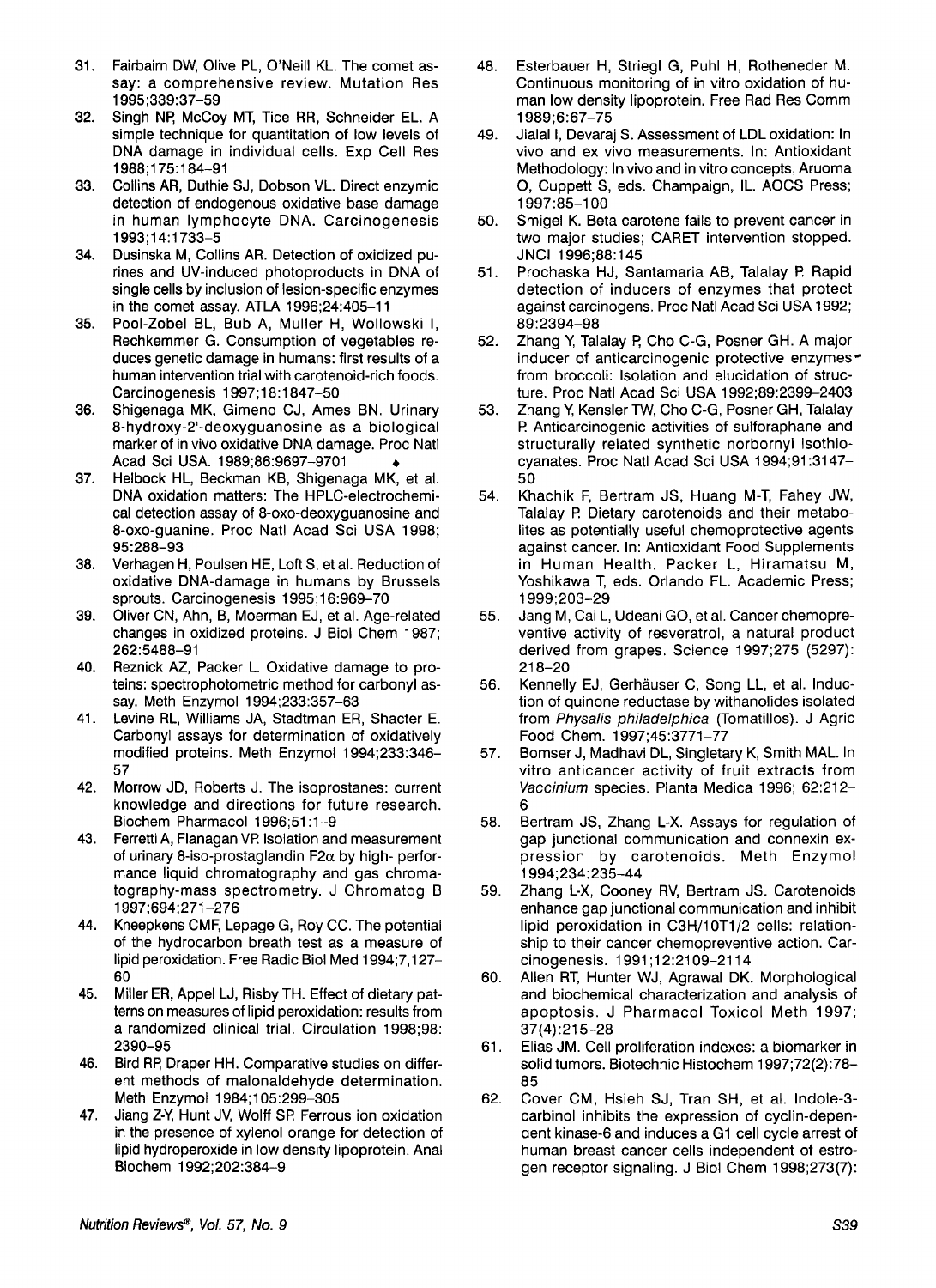31. Fairbairn DW, Olive PL, O'Neill KL. The comet assay: a comprehensive review. Mutation Res 1995;339:37–59
32. Singh NP, McCoy MT, Tice RR, Schneider EL. A simple technique for quantitation of low levels of DNA damage in individual cells. Exp Cell Res 1988;175:184–91
33. Collins AR, Duthie SJ, Dobson VL. Direct enzymic detection of endogenous oxidative base damage in human lymphocyte DNA. Carcinogenesis 1993;14:1733–5
34. Dusinska M, Collins AR. Detection of oxidized purines and UV-induced photoproducts in DNA of single cells by inclusion of lesion-specific enzymes in the comet assay. ATLA 1996;24:405–11
35. Pool-Zobel BL, Bub A, Muller H, Wollowski I, Rechkemmer G. Consumption of vegetables reduces genetic damage in humans: first results of a human intervention trial with carotenoid-rich foods. Carcinogenesis 1997;18:1847–50
36. Shigenaga MK, Gimeno CJ, Ames BN. Urinary 8-hydroxy-2'-deoxyguanosine as a biological marker of in vivo oxidative DNA damage. Proc Natl Acad Sci USA. 1989;86:9697–9701
37. Helbock HL, Beckman KB, Shigenaga MK, et al. DNA oxidation matters: The HPLC-electrochemical detection assay of 8-oxo-deoxyguanosine and 8-oxo-guanine. Proc Natl Acad Sci USA 1998; 95:288–93
38. Verhagen H, Poulsen HE, Loft S, et al. Reduction of oxidative DNA-damage in humans by Brussels sprouts. Carcinogenesis 1995;16:969–70
39. Oliver CN, Ahn, B, Moerman EJ, et al. Age-related changes in oxidized proteins. J Biol Chem 1987; 262:5488–91
40. Reznick AZ, Packer L. Oxidative damage to proteins: spectrophotometric method for carbonyl assay. Meth Enzymol 1994;233:357–63
41. Levine RL, Williams JA, Stadtman ER, Shacter E. Carbonyl assays for determination of oxidatively modified proteins. Meth Enzymol 1994;233:346–57
42. Morrow JD, Roberts J. The isoprostanes: current knowledge and directions for future research. Biochem Pharmacol 1996;51:1–9
43. Ferretti A, Flanagan VP. Isolation and measurement of urinary 8-iso-prostaglandin F2α by high- performance liquid chromatography and gas chromatography-mass spectrometry. J Chromatog B 1997;694;271–276
44. Kneepkens CMF, Lepage G, Roy CC. The potential of the hydrocarbon breath test as a measure of lipid peroxidation. Free Radic Biol Med 1994;7,127–60
45. Miller ER, Appel LJ, Risby TH. Effect of dietary patterns on measures of lipid peroxidation: results from a randomized clinical trial. Circulation 1998;98: 2390–95
46. Bird RP, Draper HH. Comparative studies on different methods of malonaldehyde determination. Meth Enzymol 1984;105:299–305
47. Jiang Z-Y, Hunt JV, Wolff SP. Ferrous ion oxidation in the presence of xylenol orange for detection of lipid hydroperoxide in low density lipoprotein. Anal Biochem 1992;202:384–9
48. Esterbauer H, Striegl G, Puhl H, Rotheneder M. Continuous monitoring of in vitro oxidation of human low density lipoprotein. Free Rad Res Comm 1989;6:67–75
49. Jialal I, Devaraj S. Assessment of LDL oxidation: In vivo and ex vivo measurements. In: Antioxidant Methodology: In vivo and in vitro concepts, Aruoma O, Cuppett S, eds. Champaign, IL. AOCS Press; 1997:85–100
50. Smigel K. Beta carotene fails to prevent cancer in two major studies; CARET intervention stopped. JNCI 1996;88:145
51. Prochaska HJ, Santamaria AB, Talalay P. Rapid detection of inducers of enzymes that protect against carcinogens. Proc Natl Acad Sci USA 1992; 89:2394–98
52. Zhang Y, Talalay P, Cho C-G, Posner GH. A major inducer of anticarcinogenic protective enzymes from broccoli: Isolation and elucidation of structure. Proc Natl Acad Sci USA 1992;89:2399–2403
53. Zhang Y, Kensler TW, Cho C-G, Posner GH, Talalay P. Anticarcinogenic activities of sulforaphane and structurally related synthetic norbornyl isothiocyanates. Proc Natl Acad Sci USA 1994;91:3147–50
54. Khachik F, Bertram JS, Huang M-T, Fahey JW, Talalay P. Dietary carotenoids and their metabolites as potentially useful chemoprotective agents against cancer. In: Antioxidant Food Supplements in Human Health. Packer L, Hiramatsu M, Yoshikawa T, eds. Orlando FL. Academic Press; 1999;203–29
55. Jang M, Cai L, Udeani GO, et al. Cancer chemopreventive activity of resveratrol, a natural product derived from grapes. Science 1997;275 (5297): 218–20
56. Kennelly EJ, Gerhäuser C, Song LL, et al. Induction of quinone reductase by withanolides isolated from *Physalis philadelphica* (Tomatillos). J Agric Food Chem. 1997;45:3771–77
57. Bomser J, Madhavi DL, Singletary K, Smith MAL. In vitro anticancer activity of fruit extracts from *Vaccinium* species. Planta Medica 1996; 62:212–6
58. Bertram JS, Zhang L-X. Assays for regulation of gap junctional communication and connexin expression by carotenoids. Meth Enzymol 1994;234:235–44
59. Zhang L-X, Cooney RV, Bertram JS. Carotenoids enhance gap junctional communication and inhibit lipid peroxidation in C3H/10T1/2 cells: relationship to their cancer chemopreventive action. Carcinogenesis. 1991;12:2109–2114
60. Allen RT, Hunter WJ, Agrawal DK. Morphological and biochemical characterization and analysis of apoptosis. J Pharmacol Toxicol Meth 1997; 37(4):215–28
61. Elias JM. Cell proliferation indexes: a biomarker in solid tumors. Biotechnic Histochem 1997;72(2):78–85
62. Cover CM, Hsieh SJ, Tran SH, et al. Indole-3-carbinol inhibits the expression of cyclin-dependent kinase-6 and induces a G1 cell cycle arrest of human breast cancer cells independent of estrogen receptor signaling. J Biol Chem 1998;273(7):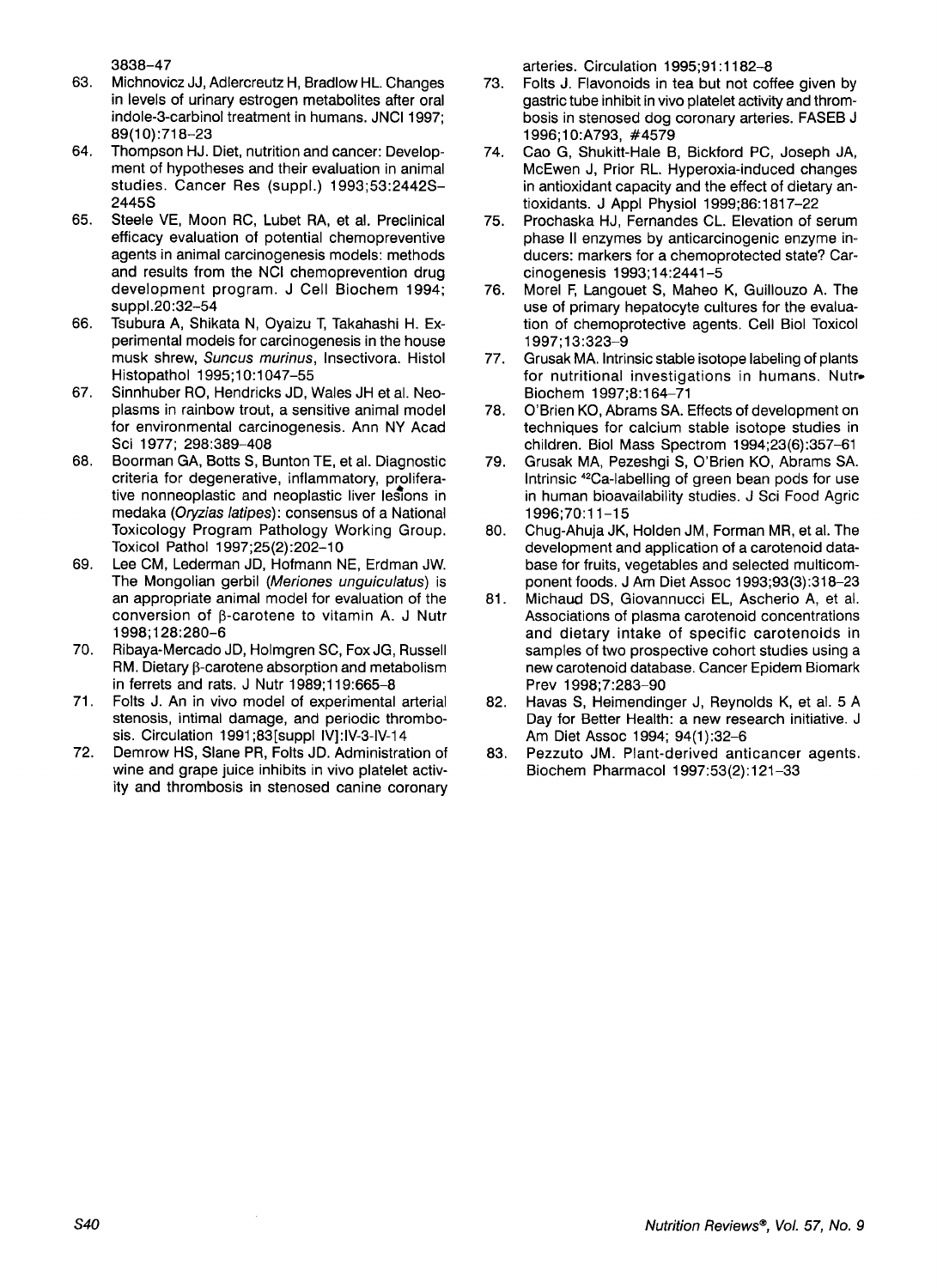3838–47

63. Michnovicz JJ, Adlercreutz H, Bradlow HL. Changes in levels of urinary estrogen metabolites after oral indole-3-carbinol treatment in humans. JNCI 1997; 89(10):718–23
64. Thompson HJ. Diet, nutrition and cancer: Development of hypotheses and their evaluation in animal studies. Cancer Res (suppl.) 1993;53:2442S–2445S
65. Steele VE, Moon RC, Lubet RA, et al. Preclinical efficacy evaluation of potential chemopreventive agents in animal carcinogenesis models: methods and results from the NCI chemoprevention drug development program. J Cell Biochem 1994; suppl.20:32–54
66. Tsubura A, Shikata N, Oyaizu T, Takahashi H. Experimental models for carcinogenesis in the house musk shrew, *Suncus murinus*, Insectivora. Histol Histopathol 1995;10:1047–55
67. Sinnhuber RO, Hendricks JD, Wales JH et al. Neoplasms in rainbow trout, a sensitive animal model for environmental carcinogenesis. Ann NY Acad Sci 1977; 298:389–408
68. Boorman GA, Botts S, Bunton TE, et al. Diagnostic criteria for degenerative, inflammatory, proliferative nonneoplastic and neoplastic liver lesions in medaka (*Oryzias latipes*): consensus of a National Toxicology Program Pathology Working Group. Toxicol Pathol 1997;25(2):202–10
69. Lee CM, Lederman JD, Hofmann NE, Erdman JW. The Mongolian gerbil (*Meriones unguiculatus*) is an appropriate animal model for evaluation of the conversion of β-carotene to vitamin A. J Nutr 1998;128:280–6
70. Ribaya-Mercado JD, Holmgren SC, Fox JG, Russell RM. Dietary β-carotene absorption and metabolism in ferrets and rats. J Nutr 1989;119:665–8
71. Folts J. An in vivo model of experimental arterial stenosis, intimal damage, and periodic thrombosis. Circulation 1991;83[suppl IV]:IV-3-IV-14
72. Demrow HS, Slane PR, Folts JD. Administration of wine and grape juice inhibits in vivo platelet activity and thrombosis in stenosed canine coronary arteries. Circulation 1995;91:1182–8
73. Folts J. Flavonoids in tea but not coffee given by gastric tube inhibit in vivo platelet activity and thrombosis in stenosed dog coronary arteries. FASEB J 1996;10:A793, #4579
74. Cao G, Shukitt-Hale B, Bickford PC, Joseph JA, McEwen J, Prior RL. Hyperoxia-induced changes in antioxidant capacity and the effect of dietary antioxidants. J Appl Physiol 1999;86:1817–22
75. Prochaska HJ, Fernandes CL. Elevation of serum phase II enzymes by anticarcinogenic enzyme inducers: markers for a chemoprotected state? Carcinogenesis 1993;14:2441–5
76. Morel F, Langouet S, Maheo K, Guillouzo A. The use of primary hepatocyte cultures for the evaluation of chemoprotective agents. Cell Biol Toxicol 1997;13:323–9
77. Grusak MA. Intrinsic stable isotope labeling of plants for nutritional investigations in humans. Nutr Biochem 1997;8:164–71
78. O'Brien KO, Abrams SA. Effects of development on techniques for calcium stable isotope studies in children. Biol Mass Spectrom 1994;23(6):357–61
79. Grusak MA, Pezeshgi S, O'Brien KO, Abrams SA. Intrinsic $^{42}Ca$-labelling of green bean pods for use in human bioavailability studies. J Sci Food Agric 1996;70:11–15
80. Chug-Ahuja JK, Holden JM, Forman MR, et al. The development and application of a carotenoid database for fruits, vegetables and selected multicomponent foods. J Am Diet Assoc 1993;93(3):318–23
81. Michaud DS, Giovannucci EL, Ascherio A, et al. Associations of plasma carotenoid concentrations and dietary intake of specific carotenoids in samples of two prospective cohort studies using a new carotenoid database. Cancer Epidem Biomark Prev 1998;7:283–90
82. Havas S, Heimendinger J, Reynolds K, et al. 5 A Day for Better Health: a new research initiative. J Am Diet Assoc 1994; 94(1):32–6
83. Pezzuto JM. Plant-derived anticancer agents. Biochem Pharmacol 1997:53(2):121–33